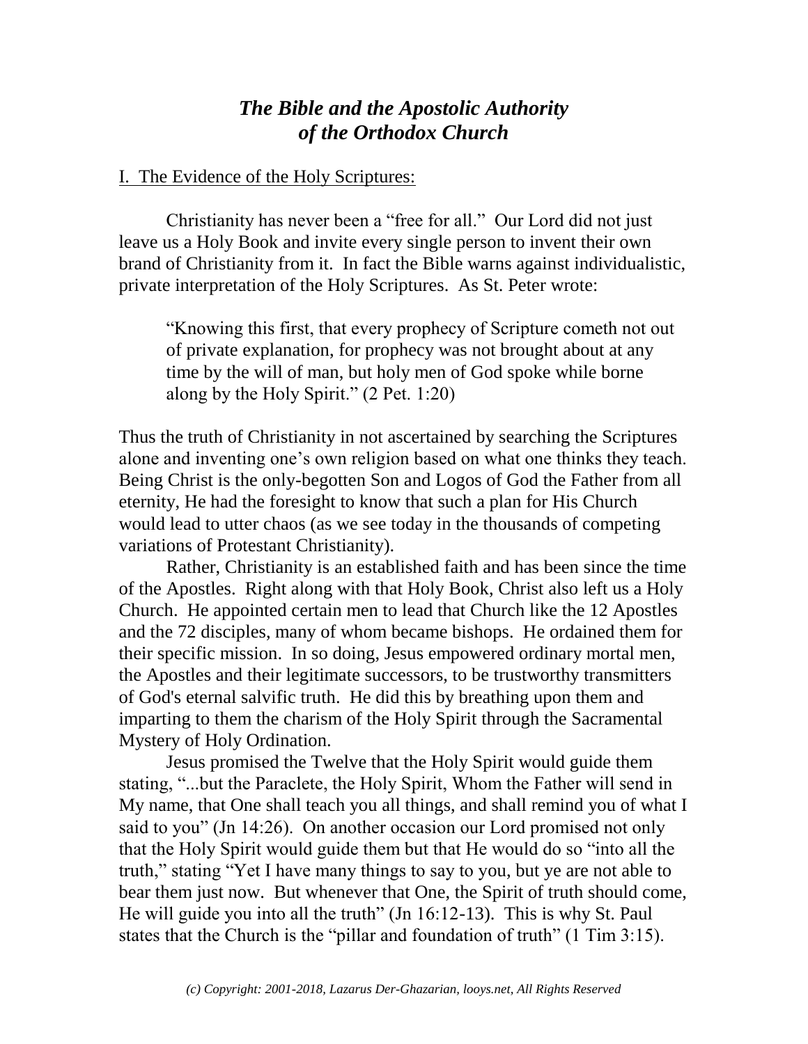# *The Bible and the Apostolic Authority of the Orthodox Church*

## I. The Evidence of the Holy Scriptures:

Christianity has never been a "free for all." Our Lord did not just leave us a Holy Book and invite every single person to invent their own brand of Christianity from it. In fact the Bible warns against individualistic, private interpretation of the Holy Scriptures. As St. Peter wrote:

> "Knowing this first, that every prophecy of Scripture cometh not out of private explanation, for prophecy was not brought about at any time by the will of man, but holy men of God spoke while borne along by the Holy Spirit." (2 Pet. 1:20)

Thus the truth of Christianity in not ascertained by searching the Scriptures alone and inventing one's own religion based on what one thinks they teach. Being Christ is the only-begotten Son and Logos of God the Father from all eternity, He had the foresight to know that such a plan for His Church would lead to utter chaos (as we see today in the thousands of competing variations of Protestant Christianity).

Rather, Christianity is an established faith and has been since the time of the Apostles. Right along with that Holy Book, Christ also left us a Holy Church. He appointed certain men to lead that Church like the 12 Apostles and the 72 disciples, many of whom became bishops. He ordained them for their specific mission. In so doing, Jesus empowered ordinary mortal men, the Apostles and their legitimate successors, to be trustworthy transmitters of God's eternal salvific truth. He did this by breathing upon them and imparting to them the charism of the Holy Spirit through the Sacramental Mystery of Holy Ordination.

Jesus promised the Twelve that the Holy Spirit would guide them stating, "...but the Paraclete, the Holy Spirit, Whom the Father will send in My name, that One shall teach you all things, and shall remind you of what I said to you" (Jn 14:26). On another occasion our Lord promised not only that the Holy Spirit would guide them but that He would do so "into all the truth," stating "Yet I have many things to say to you, but ye are not able to bear them just now. But whenever that One, the Spirit of truth should come, He will guide you into all the truth" (Jn 16:12-13). This is why St. Paul states that the Church is the "pillar and foundation of truth" (1 Tim 3:15).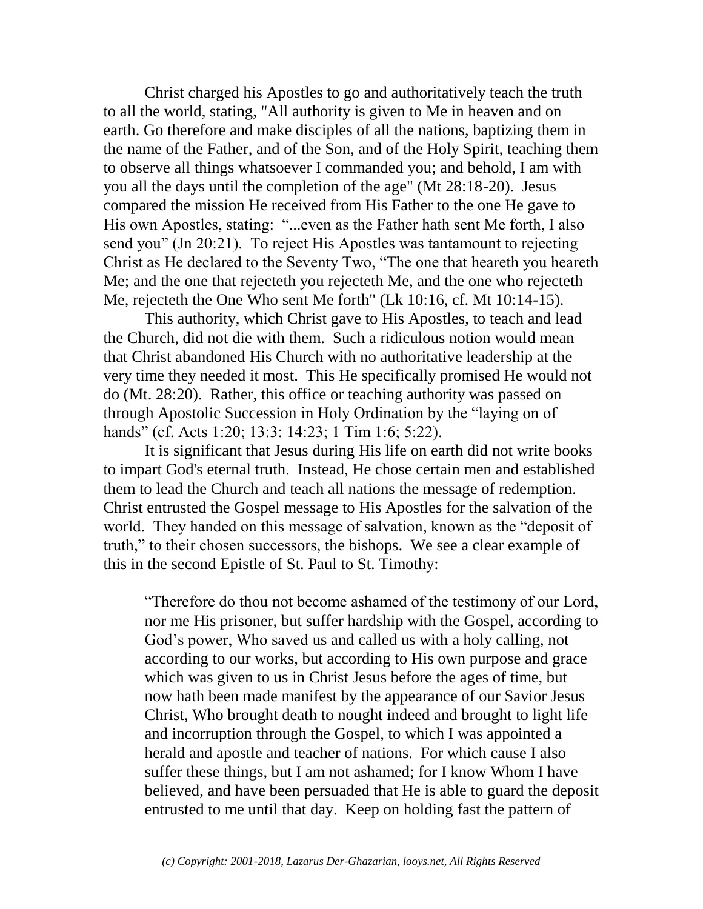Christ charged his Apostles to go and authoritatively teach the truth to all the world, stating, "All authority is given to Me in heaven and on earth. Go therefore and make disciples of all the nations, baptizing them in the name of the Father, and of the Son, and of the Holy Spirit, teaching them to observe all things whatsoever I commanded you; and behold, I am with you all the days until the completion of the age" (Mt 28:18-20). Jesus compared the mission He received from His Father to the one He gave to His own Apostles, stating: "...even as the Father hath sent Me forth, I also send you" (Jn 20:21). To reject His Apostles was tantamount to rejecting Christ as He declared to the Seventy Two, "The one that heareth you heareth Me; and the one that rejecteth you rejecteth Me, and the one who rejecteth Me, rejecteth the One Who sent Me forth" (Lk 10:16, cf. Mt 10:14-15).

This authority, which Christ gave to His Apostles, to teach and lead the Church, did not die with them. Such a ridiculous notion would mean that Christ abandoned His Church with no authoritative leadership at the very time they needed it most. This He specifically promised He would not do (Mt. 28:20). Rather, this office or teaching authority was passed on through Apostolic Succession in Holy Ordination by the "laying on of hands" (cf. Acts 1:20; 13:3: 14:23; 1 Tim 1:6; 5:22).

It is significant that Jesus during His life on earth did not write books to impart God's eternal truth. Instead, He chose certain men and established them to lead the Church and teach all nations the message of redemption. Christ entrusted the Gospel message to His Apostles for the salvation of the world. They handed on this message of salvation, known as the "deposit of truth," to their chosen successors, the bishops. We see a clear example of this in the second Epistle of St. Paul to St. Timothy:

> "Therefore do thou not become ashamed of the testimony of our Lord, nor me His prisoner, but suffer hardship with the Gospel, according to God's power, Who saved us and called us with a holy calling, not according to our works, but according to His own purpose and grace which was given to us in Christ Jesus before the ages of time, but now hath been made manifest by the appearance of our Savior Jesus Christ, Who brought death to nought indeed and brought to light life and incorruption through the Gospel, to which I was appointed a herald and apostle and teacher of nations. For which cause I also suffer these things, but I am not ashamed; for I know Whom I have believed, and have been persuaded that He is able to guard the deposit entrusted to me until that day. Keep on holding fast the pattern of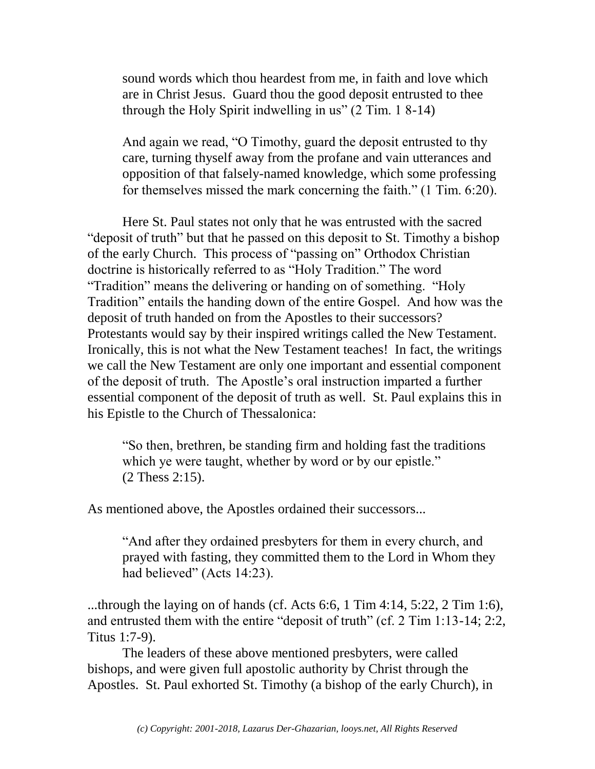> sound words which thou heardest from me, in faith and love which are in Christ Jesus. Guard thou the good deposit entrusted to thee through the Holy Spirit indwelling in us" (2 Tim. 1 8-14)
>
> And again we read, "O Timothy, guard the deposit entrusted to thy care, turning thyself away from the profane and vain utterances and opposition of that falsely-named knowledge, which some professing for themselves missed the mark concerning the faith." (1 Tim. 6:20).

Here St. Paul states not only that he was entrusted with the sacred "deposit of truth" but that he passed on this deposit to St. Timothy a bishop of the early Church. This process of "passing on" Orthodox Christian doctrine is historically referred to as "Holy Tradition." The word "Tradition" means the delivering or handing on of something. "Holy Tradition" entails the handing down of the entire Gospel. And how was the deposit of truth handed on from the Apostles to their successors? Protestants would say by their inspired writings called the New Testament. Ironically, this is not what the New Testament teaches! In fact, the writings we call the New Testament are only one important and essential component of the deposit of truth. The Apostle's oral instruction imparted a further essential component of the deposit of truth as well. St. Paul explains this in his Epistle to the Church of Thessalonica:

> "So then, brethren, be standing firm and holding fast the traditions which ye were taught, whether by word or by our epistle." (2 Thess 2:15).

As mentioned above, the Apostles ordained their successors...

> "And after they ordained presbyters for them in every church, and prayed with fasting, they committed them to the Lord in Whom they had believed" (Acts 14:23).

...through the laying on of hands (cf. Acts 6:6, 1 Tim 4:14, 5:22, 2 Tim 1:6), and entrusted them with the entire "deposit of truth" (cf. 2 Tim 1:13-14; 2:2, Titus 1:7-9).

The leaders of these above mentioned presbyters, were called bishops, and were given full apostolic authority by Christ through the Apostles. St. Paul exhorted St. Timothy (a bishop of the early Church), in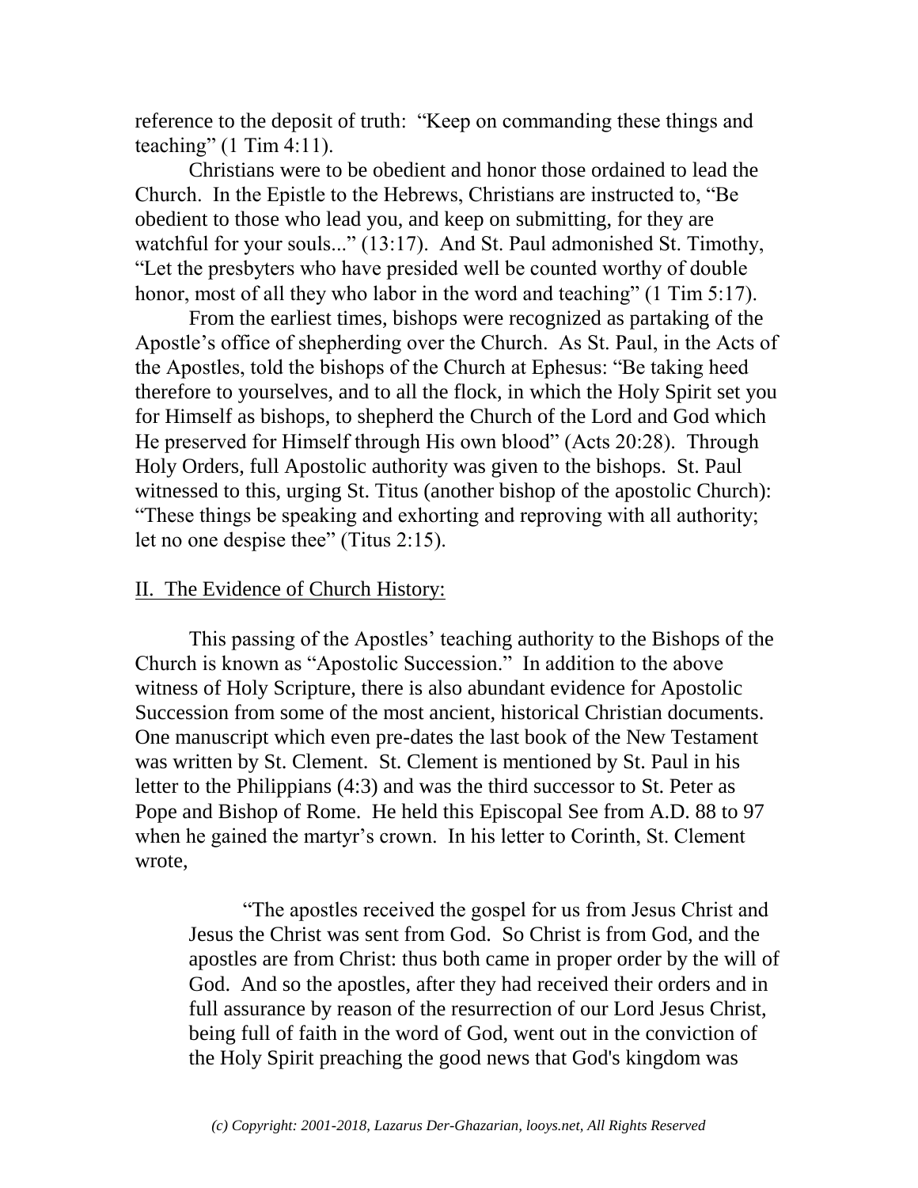reference to the deposit of truth: "Keep on commanding these things and teaching" (1 Tim 4:11).

Christians were to be obedient and honor those ordained to lead the Church. In the Epistle to the Hebrews, Christians are instructed to, "Be obedient to those who lead you, and keep on submitting, for they are watchful for your souls..." (13:17). And St. Paul admonished St. Timothy, "Let the presbyters who have presided well be counted worthy of double honor, most of all they who labor in the word and teaching" (1 Tim 5:17).

From the earliest times, bishops were recognized as partaking of the Apostle's office of shepherding over the Church. As St. Paul, in the Acts of the Apostles, told the bishops of the Church at Ephesus: "Be taking heed therefore to yourselves, and to all the flock, in which the Holy Spirit set you for Himself as bishops, to shepherd the Church of the Lord and God which He preserved for Himself through His own blood" (Acts 20:28). Through Holy Orders, full Apostolic authority was given to the bishops. St. Paul witnessed to this, urging St. Titus (another bishop of the apostolic Church): "These things be speaking and exhorting and reproving with all authority; let no one despise thee" (Titus 2:15).

## II. The Evidence of Church History:

This passing of the Apostles' teaching authority to the Bishops of the Church is known as "Apostolic Succession." In addition to the above witness of Holy Scripture, there is also abundant evidence for Apostolic Succession from some of the most ancient, historical Christian documents. One manuscript which even pre-dates the last book of the New Testament was written by St. Clement. St. Clement is mentioned by St. Paul in his letter to the Philippians (4:3) and was the third successor to St. Peter as Pope and Bishop of Rome. He held this Episcopal See from A.D. 88 to 97 when he gained the martyr's crown. In his letter to Corinth, St. Clement wrote,

> "The apostles received the gospel for us from Jesus Christ and Jesus the Christ was sent from God. So Christ is from God, and the apostles are from Christ: thus both came in proper order by the will of God. And so the apostles, after they had received their orders and in full assurance by reason of the resurrection of our Lord Jesus Christ, being full of faith in the word of God, went out in the conviction of the Holy Spirit preaching the good news that God's kingdom was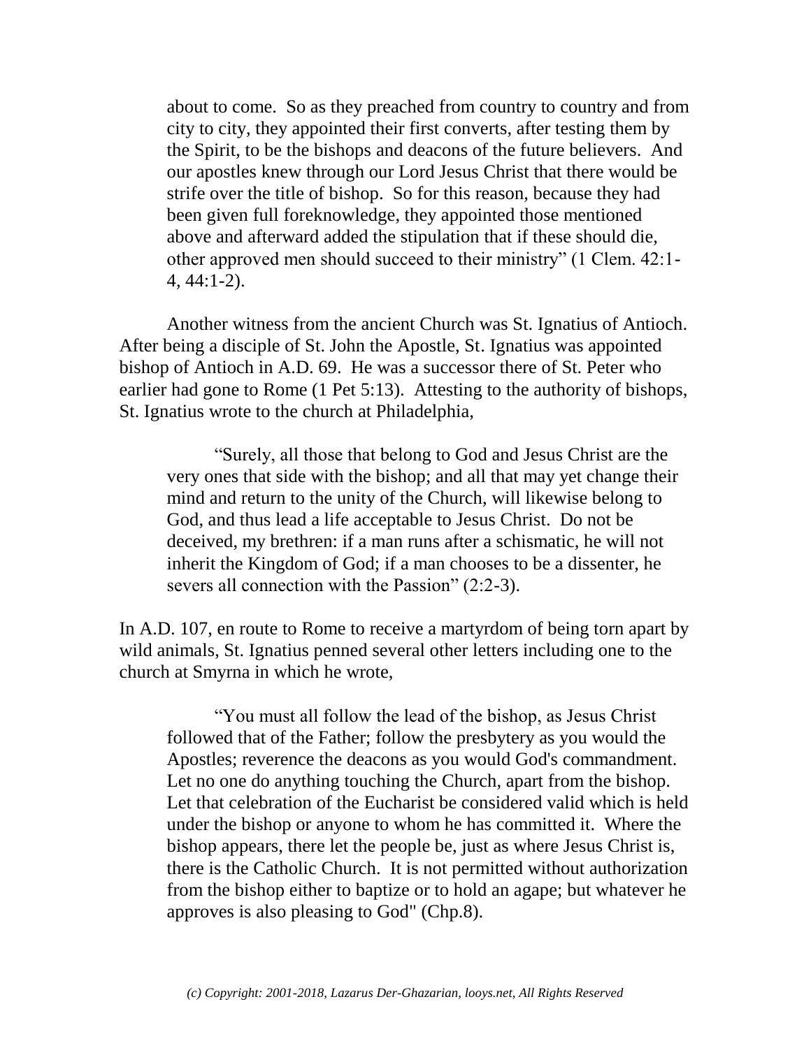> about to come. So as they preached from country to country and from city to city, they appointed their first converts, after testing them by the Spirit, to be the bishops and deacons of the future believers. And our apostles knew through our Lord Jesus Christ that there would be strife over the title of bishop. So for this reason, because they had been given full foreknowledge, they appointed those mentioned above and afterward added the stipulation that if these should die, other approved men should succeed to their ministry" (1 Clem. 42:1-4, 44:1-2).

Another witness from the ancient Church was St. Ignatius of Antioch. After being a disciple of St. John the Apostle, St. Ignatius was appointed bishop of Antioch in A.D. 69. He was a successor there of St. Peter who earlier had gone to Rome (1 Pet 5:13). Attesting to the authority of bishops, St. Ignatius wrote to the church at Philadelphia,

> "Surely, all those that belong to God and Jesus Christ are the very ones that side with the bishop; and all that may yet change their mind and return to the unity of the Church, will likewise belong to God, and thus lead a life acceptable to Jesus Christ. Do not be deceived, my brethren: if a man runs after a schismatic, he will not inherit the Kingdom of God; if a man chooses to be a dissenter, he severs all connection with the Passion" (2:2-3).

In A.D. 107, en route to Rome to receive a martyrdom of being torn apart by wild animals, St. Ignatius penned several other letters including one to the church at Smyrna in which he wrote,

> "You must all follow the lead of the bishop, as Jesus Christ followed that of the Father; follow the presbytery as you would the Apostles; reverence the deacons as you would God's commandment. Let no one do anything touching the Church, apart from the bishop. Let that celebration of the Eucharist be considered valid which is held under the bishop or anyone to whom he has committed it. Where the bishop appears, there let the people be, just as where Jesus Christ is, there is the Catholic Church. It is not permitted without authorization from the bishop either to baptize or to hold an agape; but whatever he approves is also pleasing to God" (Chp.8).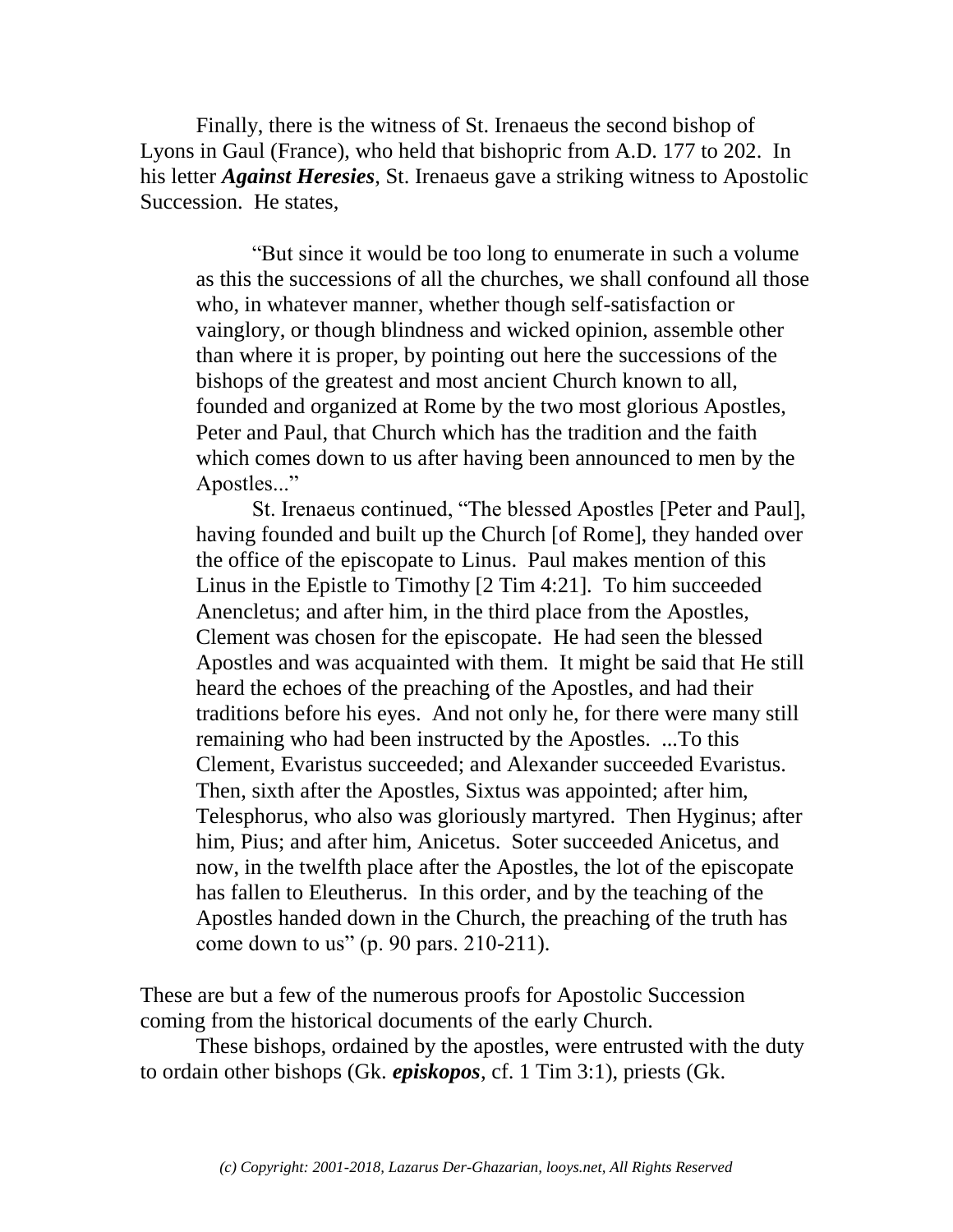Finally, there is the witness of St. Irenaeus the second bishop of Lyons in Gaul (France), who held that bishopric from A.D. 177 to 202. In his letter ***Against Heresies***, St. Irenaeus gave a striking witness to Apostolic Succession. He states,

> "But since it would be too long to enumerate in such a volume as this the successions of all the churches, we shall confound all those who, in whatever manner, whether though self-satisfaction or vainglory, or though blindness and wicked opinion, assemble other than where it is proper, by pointing out here the successions of the bishops of the greatest and most ancient Church known to all, founded and organized at Rome by the two most glorious Apostles, Peter and Paul, that Church which has the tradition and the faith which comes down to us after having been announced to men by the Apostles..."
>
> St. Irenaeus continued, "The blessed Apostles [Peter and Paul], having founded and built up the Church [of Rome], they handed over the office of the episcopate to Linus. Paul makes mention of this Linus in the Epistle to Timothy [2 Tim 4:21]. To him succeeded Anencletus; and after him, in the third place from the Apostles, Clement was chosen for the episcopate. He had seen the blessed Apostles and was acquainted with them. It might be said that He still heard the echoes of the preaching of the Apostles, and had their traditions before his eyes. And not only he, for there were many still remaining who had been instructed by the Apostles. ...To this Clement, Evaristus succeeded; and Alexander succeeded Evaristus. Then, sixth after the Apostles, Sixtus was appointed; after him, Telesphorus, who also was gloriously martyred. Then Hyginus; after him, Pius; and after him, Anicetus. Soter succeeded Anicetus, and now, in the twelfth place after the Apostles, the lot of the episcopate has fallen to Eleutherus. In this order, and by the teaching of the Apostles handed down in the Church, the preaching of the truth has come down to us" (p. 90 pars. 210-211).

These are but a few of the numerous proofs for Apostolic Succession coming from the historical documents of the early Church.

These bishops, ordained by the apostles, were entrusted with the duty to ordain other bishops (Gk. ***episkopos***, cf. 1 Tim 3:1), priests (Gk.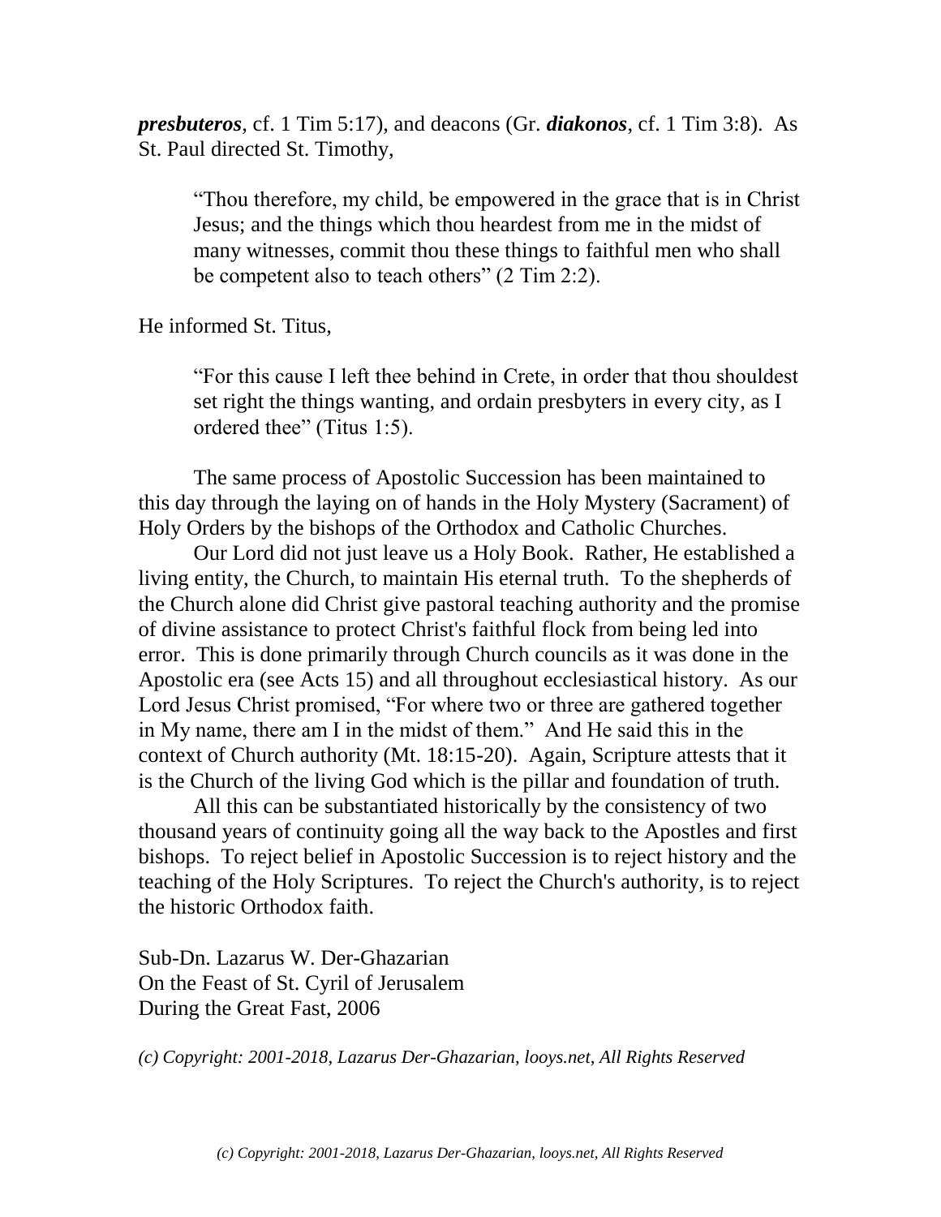***presbuteros***, cf. 1 Tim 5:17), and deacons (Gr. ***diakonos***, cf. 1 Tim 3:8). As St. Paul directed St. Timothy,

> "Thou therefore, my child, be empowered in the grace that is in Christ Jesus; and the things which thou heardest from me in the midst of many witnesses, commit thou these things to faithful men who shall be competent also to teach others" (2 Tim 2:2).

He informed St. Titus,

> "For this cause I left thee behind in Crete, in order that thou shouldest set right the things wanting, and ordain presbyters in every city, as I ordered thee" (Titus 1:5).

The same process of Apostolic Succession has been maintained to this day through the laying on of hands in the Holy Mystery (Sacrament) of Holy Orders by the bishops of the Orthodox and Catholic Churches.

Our Lord did not just leave us a Holy Book. Rather, He established a living entity, the Church, to maintain His eternal truth. To the shepherds of the Church alone did Christ give pastoral teaching authority and the promise of divine assistance to protect Christ's faithful flock from being led into error. This is done primarily through Church councils as it was done in the Apostolic era (see Acts 15) and all throughout ecclesiastical history. As our Lord Jesus Christ promised, "For where two or three are gathered together in My name, there am I in the midst of them." And He said this in the context of Church authority (Mt. 18:15-20). Again, Scripture attests that it is the Church of the living God which is the pillar and foundation of truth.

All this can be substantiated historically by the consistency of two thousand years of continuity going all the way back to the Apostles and first bishops. To reject belief in Apostolic Succession is to reject history and the teaching of the Holy Scriptures. To reject the Church's authority, is to reject the historic Orthodox faith.

Sub-Dn. Lazarus W. Der-Ghazarian
On the Feast of St. Cyril of Jerusalem
During the Great Fast, 2006

*(c) Copyright: 2001-2018, Lazarus Der-Ghazarian, looys.net, All Rights Reserved*